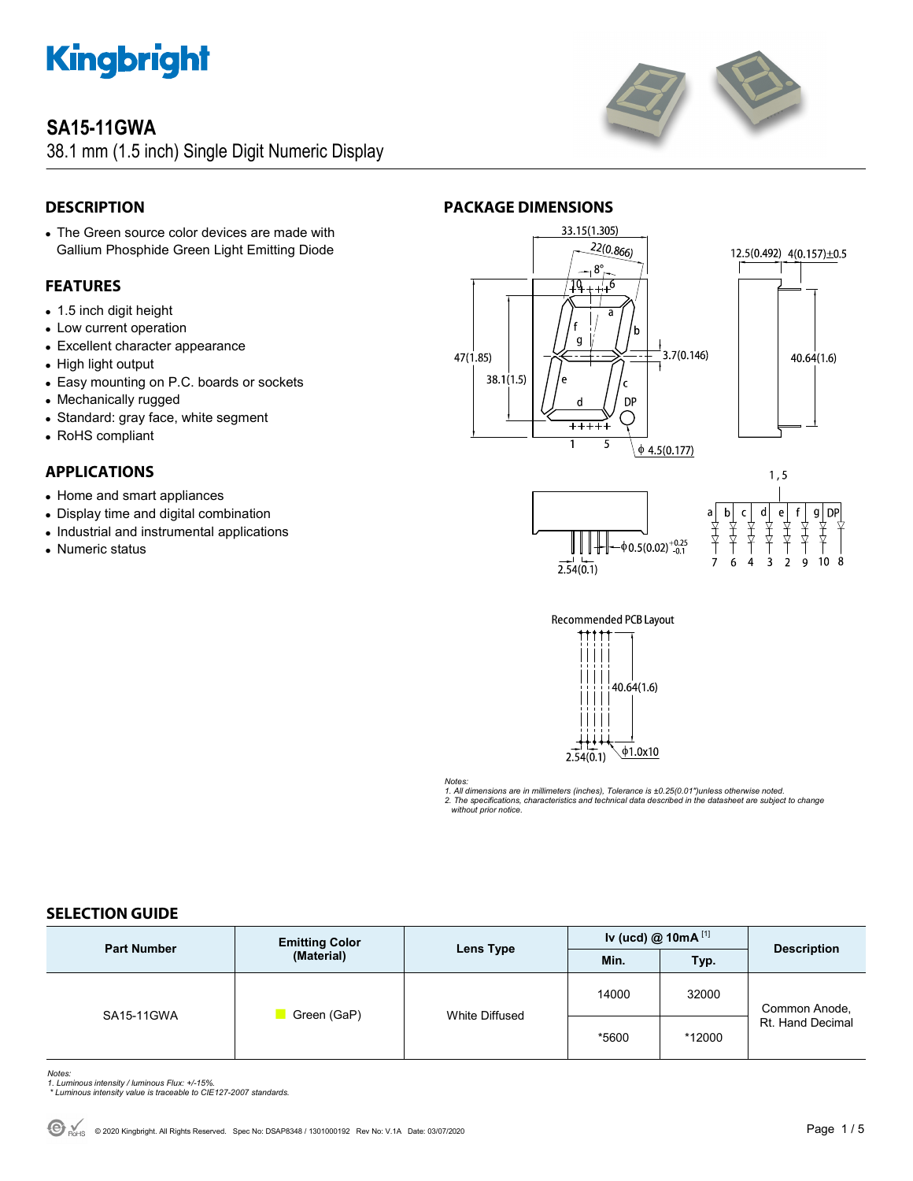# SA15-11GWA

38.1 mm (1.5 inch) Single Digit Numeric Display

## DESCRIPTION

- The Green source color devices are made with Gallium Phosphide Green Light Emitting Diode

## FEATURES

- 1.5 inch digit height
- Low current operation
- Excellent character appearance
- High light output
- Easy mounting on P.C. boards or sockets
- Mechanically rugged
- Standard: gray face, white segment
- RoHS compliant

## APPLICATIONS

- Home and smart appliances
- Display time and digital combination
- Industrial and instrumental applications
- Numeric status

## PACKAGE DIMENSIONS

*Notes:*
*1. All dimensions are in millimeters (inches), Tolerance is ±0.25(0.01")unless otherwise noted.*
*2. The specifications, characteristics and technical data described in the datasheet are subject to change without prior notice.*

## SELECTION GUIDE

| Part Number | Emitting Color (Material) | Lens Type | Iv (ucd) @ 10mA [1] | | Description |
|---|---|---|---|---|---|
| | | | Min. | Typ. | |
| SA15-11GWA | Green (GaP) | White Diffused | 14000 | 32000 | Common Anode, Rt. Hand Decimal |
| | | | *5600 | *12000 | |

*Notes:*
*1. Luminous intensity / luminous Flux: +/-15%.*
*\* Luminous intensity value is traceable to CIE127-2007 standards.*

© 2020 Kingbright. All Rights Reserved. Spec No: DSAP8348 / 1301000192 Rev No: V.1A Date: 03/07/2020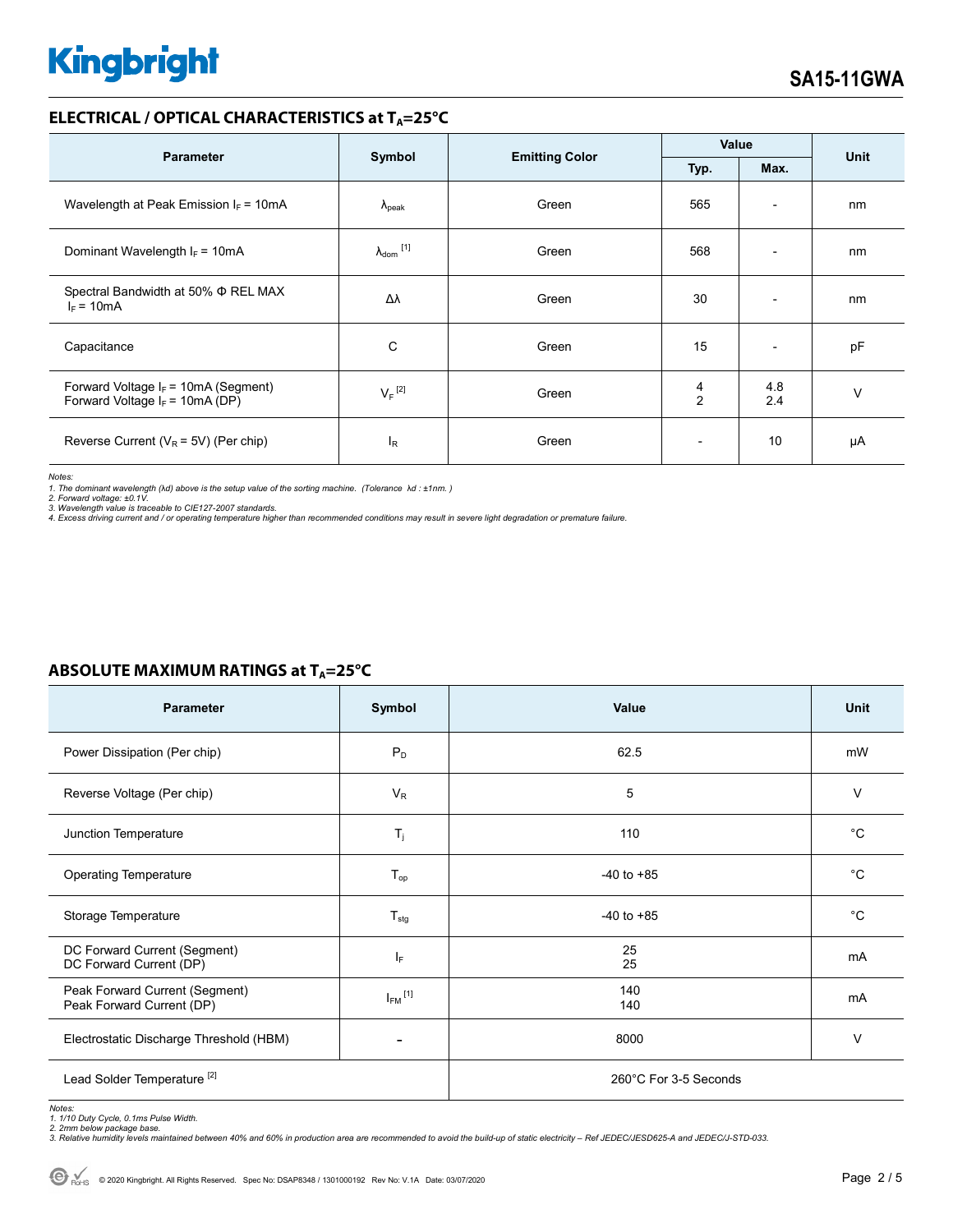## ELECTRICAL / OPTICAL CHARACTERISTICS at $T_A$=25°C

| Parameter | Symbol | Emitting Color | Value | | Unit |
|---|---|---|---|---|---|
| | | | Typ. | Max. | |
| Wavelength at Peak Emission $I_F$ = 10mA | $\lambda_{peak}$ | Green | 565 | - | nm |
| Dominant Wavelength $I_F$ = 10mA | $\lambda_{dom}$ [1] | Green | 568 | - | nm |
| Spectral Bandwidth at 50% Φ REL MAX $I_F$ = 10mA | Δλ | Green | 30 | - | nm |
| Capacitance | C | Green | 15 | - | pF |
| Forward Voltage $I_F$ = 10mA (Segment)<br>Forward Voltage $I_F$ = 10mA (DP) | $V_F$ [2] | Green | 4<br>2 | 4.8<br>2.4 | V |
| Reverse Current ($V_R$ = 5V) (Per chip) | $I_R$ | Green | - | 10 | μA |

*Notes:*
*1. The dominant wavelength (λd) above is the setup value of the sorting machine. (Tolerance λd : ±1nm. )*
*2. Forward voltage: ±0.1V.*
*3. Wavelength value is traceable to CIE127-2007 standards.*
*4. Excess driving current and / or operating temperature higher than recommended conditions may result in severe light degradation or premature failure.*

## ABSOLUTE MAXIMUM RATINGS at $T_A$=25°C

| Parameter | Symbol | Value | Unit |
|---|---|---|---|
| Power Dissipation (Per chip) | $P_D$ | 62.5 | mW |
| Reverse Voltage (Per chip) | $V_R$ | 5 | V |
| Junction Temperature | $T_j$ | 110 | °C |
| Operating Temperature | $T_{op}$ | -40 to +85 | °C |
| Storage Temperature | $T_{stg}$ | -40 to +85 | °C |
| DC Forward Current (Segment)<br>DC Forward Current (DP) | $I_F$ | 25<br>25 | mA |
| Peak Forward Current (Segment)<br>Peak Forward Current (DP) | $I_{FM}$ [1] | 140<br>140 | mA |
| Electrostatic Discharge Threshold (HBM) | - | 8000 | V |
| Lead Solder Temperature [2] | | 260°C For 3-5 Seconds | |

*Notes:*
*1. 1/10 Duty Cycle, 0.1ms Pulse Width.*
*2. 2mm below package base.*
*3. Relative humidity levels maintained between 40% and 60% in production area are recommended to avoid the build-up of static electricity – Ref JEDEC/JESD625-A and JEDEC/J-STD-033.*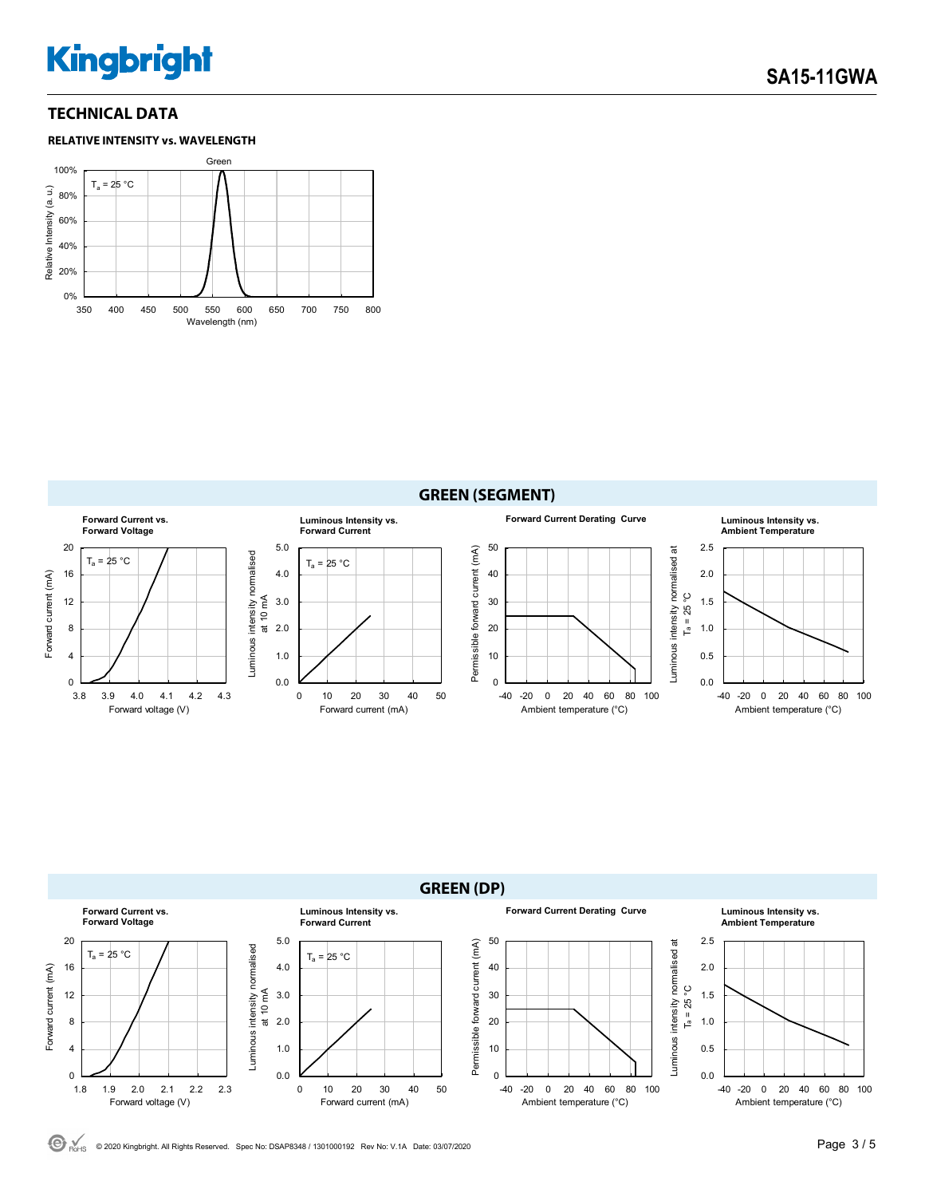## TECHNICAL DATA

### RELATIVE INTENSITY vs. WAVELENGTH

Green

$T_a$ = 25 °C

Relative Intensity (a. u.)

100%, 80%, 60%, 40%, 20%, 0%

350, 400, 450, 500, 550, 600, 650, 700, 750, 800

Wavelength (nm)

## GREEN (SEGMENT)

**Forward Current vs. Forward Voltage**

$T_a$ = 25 °C

Forward current (mA): 0, 4, 8, 12, 16, 20

Forward voltage (V): 3.8, 3.9, 4.0, 4.1, 4.2, 4.3

**Luminous Intensity vs. Forward Current**

$T_a$ = 25 °C

Luminous intensity normalised at 10 mA: 0.0, 1.0, 2.0, 3.0, 4.0, 5.0

Forward current (mA): 0, 10, 20, 30, 40, 50

**Forward Current Derating Curve**

Permissible forward current (mA): 0, 10, 20, 30, 40, 50

Ambient temperature (°C): -40, -20, 0, 20, 40, 60, 80, 100

**Luminous Intensity vs. Ambient Temperature**

Luminous intensity normalised at $T_a$ = 25 °C: 0.0, 0.5, 1.0, 1.5, 2.0, 2.5

Ambient temperature (°C): -40, -20, 0, 20, 40, 60, 80, 100

## GREEN (DP)

**Forward Current vs. Forward Voltage**

$T_a$ = 25 °C

Forward current (mA): 0, 4, 8, 12, 16, 20

Forward voltage (V): 1.8, 1.9, 2.0, 2.1, 2.2, 2.3

**Luminous Intensity vs. Forward Current**

$T_a$ = 25 °C

Luminous intensity normalised at 10 mA: 0.0, 1.0, 2.0, 3.0, 4.0, 5.0

Forward current (mA): 0, 10, 20, 30, 40, 50

**Forward Current Derating Curve**

Permissible forward current (mA): 0, 10, 20, 30, 40, 50

Ambient temperature (°C): -40, -20, 0, 20, 40, 60, 80, 100

**Luminous Intensity vs. Ambient Temperature**

Luminous intensity normalised at $T_a$ = 25 °C: 0.0, 0.5, 1.0, 1.5, 2.0, 2.5

Ambient temperature (°C): -40, -20, 0, 20, 40, 60, 80, 100

© 2020 Kingbright. All Rights Reserved. Spec No: DSAP8348 / 1301000192 Rev No: V.1A Date: 03/07/2020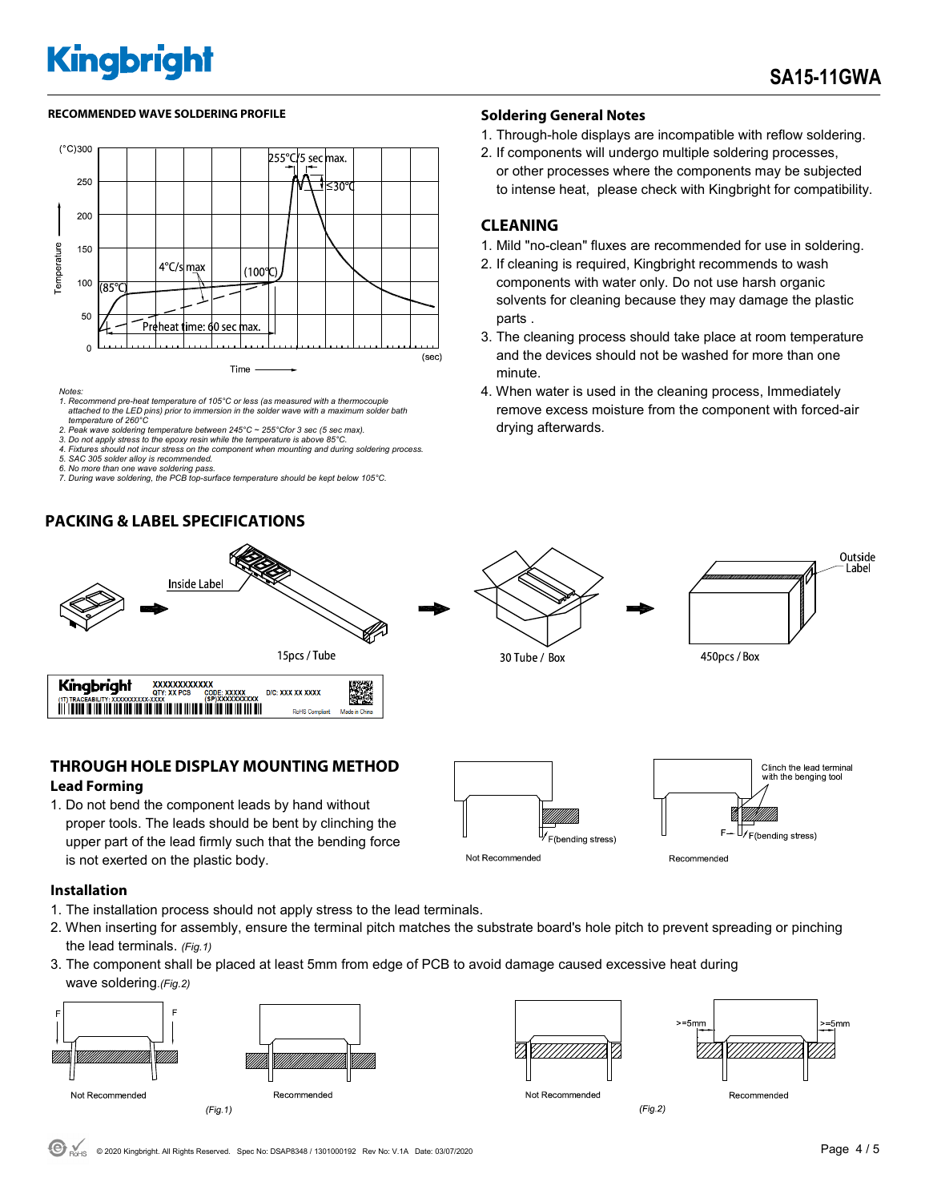#### RECOMMENDED WAVE SOLDERING PROFILE

Notes:
1. Recommend pre-heat temperature of 105°C or less (as measured with a thermocouple attached to the LED pins) prior to immersion in the solder wave with a maximum solder bath temperature of 260°C
2. Peak wave soldering temperature between 245°C ~ 255°Cfor 3 sec (5 sec max).
3. Do not apply stress to the epoxy resin while the temperature is above 85°C.
4. Fixtures should not incur stress on the component when mounting and during soldering process.
5. SAC 305 solder alloy is recommended.
6. No more than one wave soldering pass.
7. During wave soldering, the PCB top-surface temperature should be kept below 105°C.

### Soldering General Notes

1. Through-hole displays are incompatible with reflow soldering.
2. If components will undergo multiple soldering processes, or other processes where the components may be subjected to intense heat, please check with Kingbright for compatibility.

### CLEANING

1. Mild "no-clean" fluxes are recommended for use in soldering.
2. If cleaning is required, Kingbright recommends to wash components with water only. Do not use harsh organic solvents for cleaning because they may damage the plastic parts .
3. The cleaning process should take place at room temperature and the devices should not be washed for more than one minute.
4. When water is used in the cleaning process, Immediately remove excess moisture from the component with forced-air drying afterwards.

## PACKING & LABEL SPECIFICATIONS

Inside Label

15pcs / Tube

30 Tube / Box

450pcs / Box

Outside Label

## THROUGH HOLE DISPLAY MOUNTING METHOD

### Lead Forming

1. Do not bend the component leads by hand without proper tools. The leads should be bent by clinching the upper part of the lead firmly such that the bending force is not exerted on the plastic body.

Not Recommended — F(bending stress)

Recommended — Clinch the lead terminal with the benging tool; F(bending stress)

### Installation

1. The installation process should not apply stress to the lead terminals.
2. When inserting for assembly, ensure the terminal pitch matches the substrate board's hole pitch to prevent spreading or pinching the lead terminals. *(Fig.1)*
3. The component shall be placed at least 5mm from edge of PCB to avoid damage caused excessive heat during wave soldering.*(Fig.2)*

Not Recommended / Recommended

*(Fig.1)*

Not Recommended / Recommended (>=5mm, >=5mm)

*(Fig.2)*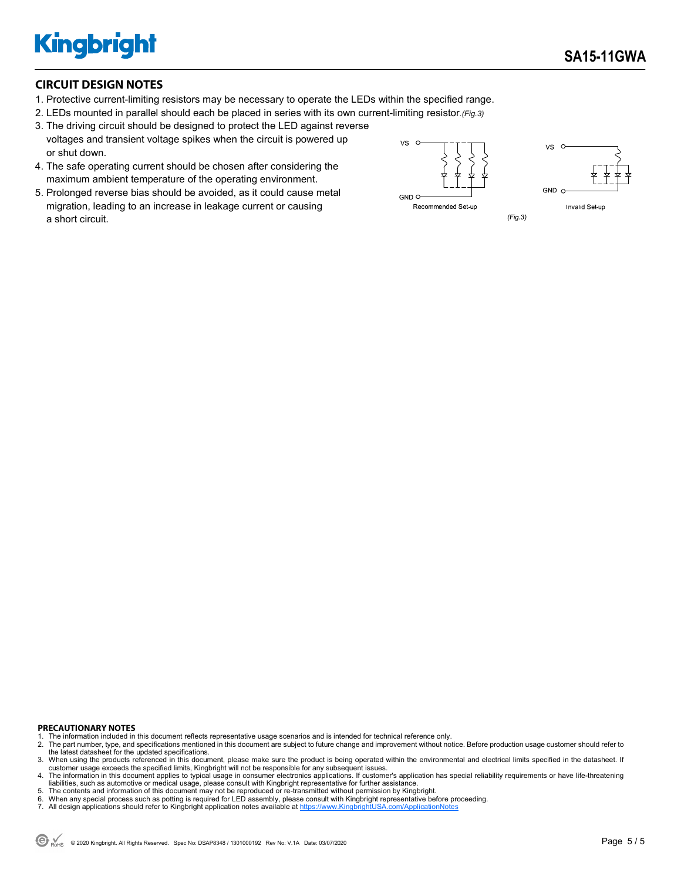## CIRCUIT DESIGN NOTES

1. Protective current-limiting resistors may be necessary to operate the LEDs within the specified range.
2. LEDs mounted in parallel should each be placed in series with its own current-limiting resistor.*(Fig.3)*
3. The driving circuit should be designed to protect the LED against reverse voltages and transient voltage spikes when the circuit is powered up or shut down.
4. The safe operating current should be chosen after considering the maximum ambient temperature of the operating environment.
5. Prolonged reverse bias should be avoided, as it could cause metal migration, leading to an increase in leakage current or causing a short circuit.

VS
GND
Recommended Set-up

VS
GND
Invalid Set-up

*(Fig.3)*

**PRECAUTIONARY NOTES**

1. The information included in this document reflects representative usage scenarios and is intended for technical reference only.
2. The part number, type, and specifications mentioned in this document are subject to future change and improvement without notice. Before production usage customer should refer to the latest datasheet for the updated specifications.
3. When using the products referenced in this document, please make sure the product is being operated within the environmental and electrical limits specified in the datasheet. If customer usage exceeds the specified limits, Kingbright will not be responsible for any subsequent issues.
4. The information in this document applies to typical usage in consumer electronics applications. If customer's application has special reliability requirements or have life-threatening liabilities, such as automotive or medical usage, please consult with Kingbright representative for further assistance.
5. The contents and information of this document may not be reproduced or re-transmitted without permission by Kingbright.
6. When any special process such as potting is required for LED assembly, please consult with Kingbright representative before proceeding.
7. All design applications should refer to Kingbright application notes available at https://www.KingbrightUSA.com/ApplicationNotes

© 2020 Kingbright. All Rights Reserved. Spec No: DSAP8348 / 1301000192 Rev No: V.1A Date: 03/07/2020